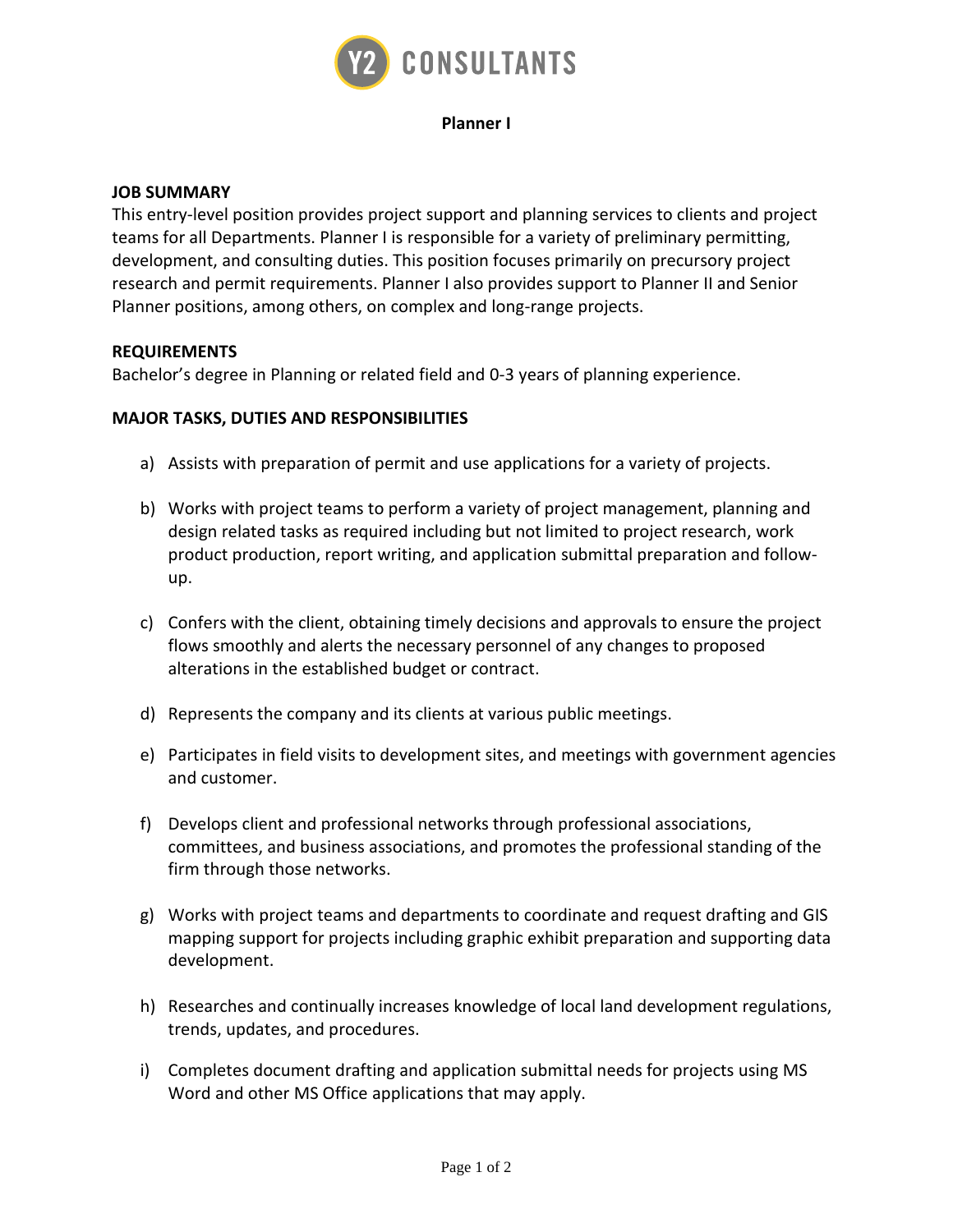Y2 CONSULTANTS

# Planner I

## JOB SUMMARY

This entry-level position provides project support and planning services to clients and project teams for all Departments. Planner I is responsible for a variety of preliminary permitting, development, and consulting duties. This position focuses primarily on precursory project research and permit requirements. Planner I also provides support to Planner II and Senior Planner positions, among others, on complex and long-range projects.

## REQUIREMENTS

Bachelor's degree in Planning or related field and 0-3 years of planning experience.

## MAJOR TASKS, DUTIES AND RESPONSIBILITIES

a) Assists with preparation of permit and use applications for a variety of projects.

b) Works with project teams to perform a variety of project management, planning and design related tasks as required including but not limited to project research, work product production, report writing, and application submittal preparation and follow-up.

c) Confers with the client, obtaining timely decisions and approvals to ensure the project flows smoothly and alerts the necessary personnel of any changes to proposed alterations in the established budget or contract.

d) Represents the company and its clients at various public meetings.

e) Participates in field visits to development sites, and meetings with government agencies and customer.

f) Develops client and professional networks through professional associations, committees, and business associations, and promotes the professional standing of the firm through those networks.

g) Works with project teams and departments to coordinate and request drafting and GIS mapping support for projects including graphic exhibit preparation and supporting data development.

h) Researches and continually increases knowledge of local land development regulations, trends, updates, and procedures.

i) Completes document drafting and application submittal needs for projects using MS Word and other MS Office applications that may apply.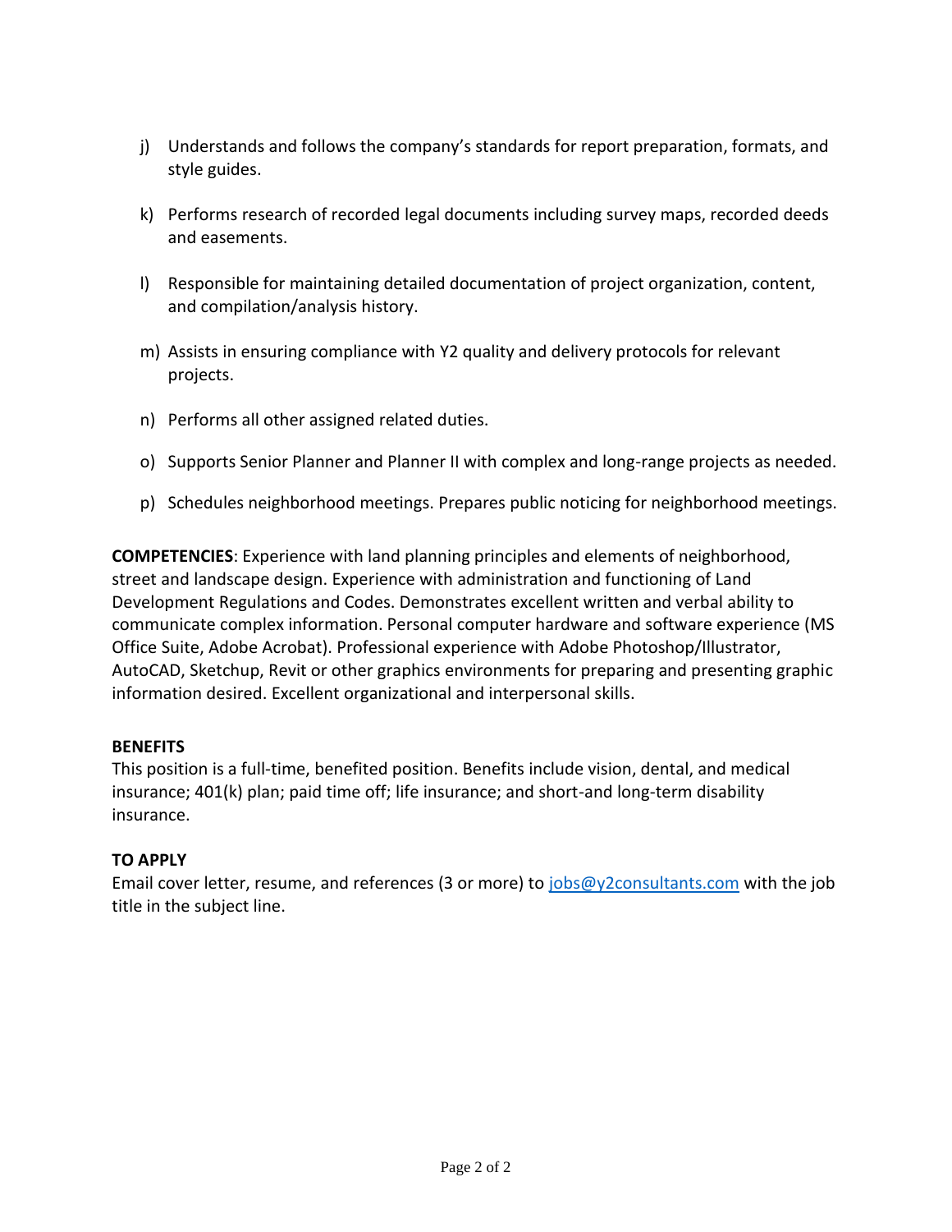j) Understands and follows the company's standards for report preparation, formats, and style guides.

k) Performs research of recorded legal documents including survey maps, recorded deeds and easements.

l) Responsible for maintaining detailed documentation of project organization, content, and compilation/analysis history.

m) Assists in ensuring compliance with Y2 quality and delivery protocols for relevant projects.

n) Performs all other assigned related duties.

o) Supports Senior Planner and Planner II with complex and long-range projects as needed.

p) Schedules neighborhood meetings. Prepares public noticing for neighborhood meetings.

**COMPETENCIES**: Experience with land planning principles and elements of neighborhood, street and landscape design. Experience with administration and functioning of Land Development Regulations and Codes. Demonstrates excellent written and verbal ability to communicate complex information. Personal computer hardware and software experience (MS Office Suite, Adobe Acrobat). Professional experience with Adobe Photoshop/Illustrator, AutoCAD, Sketchup, Revit or other graphics environments for preparing and presenting graphic information desired. Excellent organizational and interpersonal skills.

**BENEFITS**

This position is a full-time, benefited position. Benefits include vision, dental, and medical insurance; 401(k) plan; paid time off; life insurance; and short-and long-term disability insurance.

**TO APPLY**

Email cover letter, resume, and references (3 or more) to jobs@y2consultants.com with the job title in the subject line.